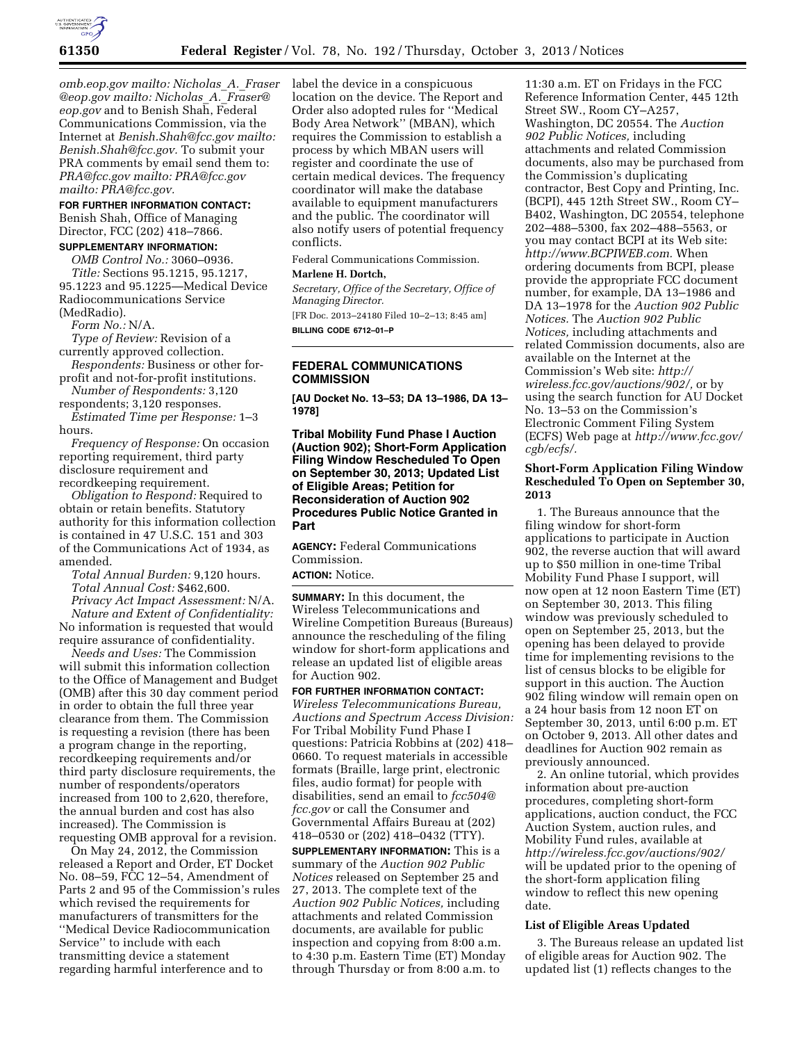*omb.eop.gov mailto: Nicholas_A._Fraser @eop.gov mailto: Nicholas_A._Fraser@ eop.gov* and to Benish Shah, Federal Communications Commission, via the Internet at *Benish.Shah@fcc.gov mailto: Benish.Shah@fcc.gov.* To submit your PRA comments by email send them to: *PRA@fcc.gov mailto: PRA@fcc.gov mailto: PRA@fcc.gov.*

**FOR FURTHER INFORMATION CONTACT:** Benish Shah, Office of Managing Director, FCC (202) 418–7866.

**SUPPLEMENTARY INFORMATION:**

*OMB Control No.:* 3060–0936.

*Title:* Sections 95.1215, 95.1217, 95.1223 and 95.1225—Medical Device Radiocommunications Service (MedRadio).

*Form No.:* N/A.

*Type of Review:* Revision of a currently approved collection.

*Respondents:* Business or other for-profit and not-for-profit institutions.

*Number of Respondents:* 3,120 respondents; 3,120 responses.

*Estimated Time per Response:* 1–3 hours.

*Frequency of Response:* On occasion reporting requirement, third party disclosure requirement and recordkeeping requirement.

*Obligation to Respond:* Required to obtain or retain benefits. Statutory authority for this information collection is contained in 47 U.S.C. 151 and 303 of the Communications Act of 1934, as amended.

*Total Annual Burden:* 9,120 hours.

*Total Annual Cost:* $462,600.

*Privacy Act Impact Assessment:* N/A.

*Nature and Extent of Confidentiality:* No information is requested that would require assurance of confidentiality.

*Needs and Uses:* The Commission will submit this information collection to the Office of Management and Budget (OMB) after this 30 day comment period in order to obtain the full three year clearance from them. The Commission is requesting a revision (there has been a program change in the reporting, recordkeeping requirements and/or third party disclosure requirements, the number of respondents/operators increased from 100 to 2,620, therefore, the annual burden and cost has also increased). The Commission is requesting OMB approval for a revision.

On May 24, 2012, the Commission released a Report and Order, ET Docket No. 08–59, FCC 12–54, Amendment of Parts 2 and 95 of the Commission's rules which revised the requirements for manufacturers of transmitters for the ''Medical Device Radiocommunication Service'' to include with each transmitting device a statement regarding harmful interference and to label the device in a conspicuous location on the device. The Report and Order also adopted rules for ''Medical Body Area Network'' (MBAN), which requires the Commission to establish a process by which MBAN users will register and coordinate the use of certain medical devices. The frequency coordinator will make the database available to equipment manufacturers and the public. The coordinator will also notify users of potential frequency conflicts.

Federal Communications Commission.

**Marlene H. Dortch,**

*Secretary, Office of the Secretary, Office of Managing Director.*

[FR Doc. 2013–24180 Filed 10–2–13; 8:45 am]

**BILLING CODE 6712–01–P**

## FEDERAL COMMUNICATIONS COMMISSION

**[AU Docket No. 13–53; DA 13–1986, DA 13–1978]**

### Tribal Mobility Fund Phase I Auction (Auction 902); Short-Form Application Filing Window Rescheduled To Open on September 30, 2013; Updated List of Eligible Areas; Petition for Reconsideration of Auction 902 Procedures Public Notice Granted in Part

**AGENCY:** Federal Communications Commission.

**ACTION:** Notice.

**SUMMARY:** In this document, the Wireless Telecommunications and Wireline Competition Bureaus (Bureaus) announce the rescheduling of the filing window for short-form applications and release an updated list of eligible areas for Auction 902.

**FOR FURTHER INFORMATION CONTACT:** *Wireless Telecommunications Bureau, Auctions and Spectrum Access Division:* For Tribal Mobility Fund Phase I questions: Patricia Robbins at (202) 418–0660. To request materials in accessible formats (Braille, large print, electronic files, audio format) for people with disabilities, send an email to *fcc504@ fcc.gov* or call the Consumer and Governmental Affairs Bureau at (202) 418–0530 or (202) 418–0432 (TTY).

**SUPPLEMENTARY INFORMATION:** This is a summary of the *Auction 902 Public Notices* released on September 25 and 27, 2013. The complete text of the *Auction 902 Public Notices,* including attachments and related Commission documents, are available for public inspection and copying from 8:00 a.m. to 4:30 p.m. Eastern Time (ET) Monday through Thursday or from 8:00 a.m. to 11:30 a.m. ET on Fridays in the FCC Reference Information Center, 445 12th Street SW., Room CY–A257, Washington, DC 20554. The *Auction 902 Public Notices,* including attachments and related Commission documents, also may be purchased from the Commission's duplicating contractor, Best Copy and Printing, Inc. (BCPI), 445 12th Street SW., Room CY–B402, Washington, DC 20554, telephone 202–488–5300, fax 202–488–5563, or you may contact BCPI at its Web site: *http://www.BCPIWEB.com.* When ordering documents from BCPI, please provide the appropriate FCC document number, for example, DA 13–1986 and DA 13–1978 for the *Auction 902 Public Notices.* The *Auction 902 Public Notices,* including attachments and related Commission documents, also are available on the Internet at the Commission's Web site: *http:// wireless.fcc.gov/auctions/902/,* or by using the search function for AU Docket No. 13–53 on the Commission's Electronic Comment Filing System (ECFS) Web page at *http://www.fcc.gov/ cgb/ecfs/.*

#### Short-Form Application Filing Window Rescheduled To Open on September 30, 2013

1. The Bureaus announce that the filing window for short-form applications to participate in Auction 902, the reverse auction that will award up to $50 million in one-time Tribal Mobility Fund Phase I support, will now open at 12 noon Eastern Time (ET) on September 30, 2013. This filing window was previously scheduled to open on September 25, 2013, but the opening has been delayed to provide time for implementing revisions to the list of census blocks to be eligible for support in this auction. The Auction 902 filing window will remain open on a 24 hour basis from 12 noon ET on September 30, 2013, until 6:00 p.m. ET on October 9, 2013. All other dates and deadlines for Auction 902 remain as previously announced.

2. An online tutorial, which provides information about pre-auction procedures, completing short-form applications, auction conduct, the FCC Auction System, auction rules, and Mobility Fund rules, available at *http://wireless.fcc.gov/auctions/902/* will be updated prior to the opening of the short-form application filing window to reflect this new opening date.

#### List of Eligible Areas Updated

3. The Bureaus release an updated list of eligible areas for Auction 902. The updated list (1) reflects changes to the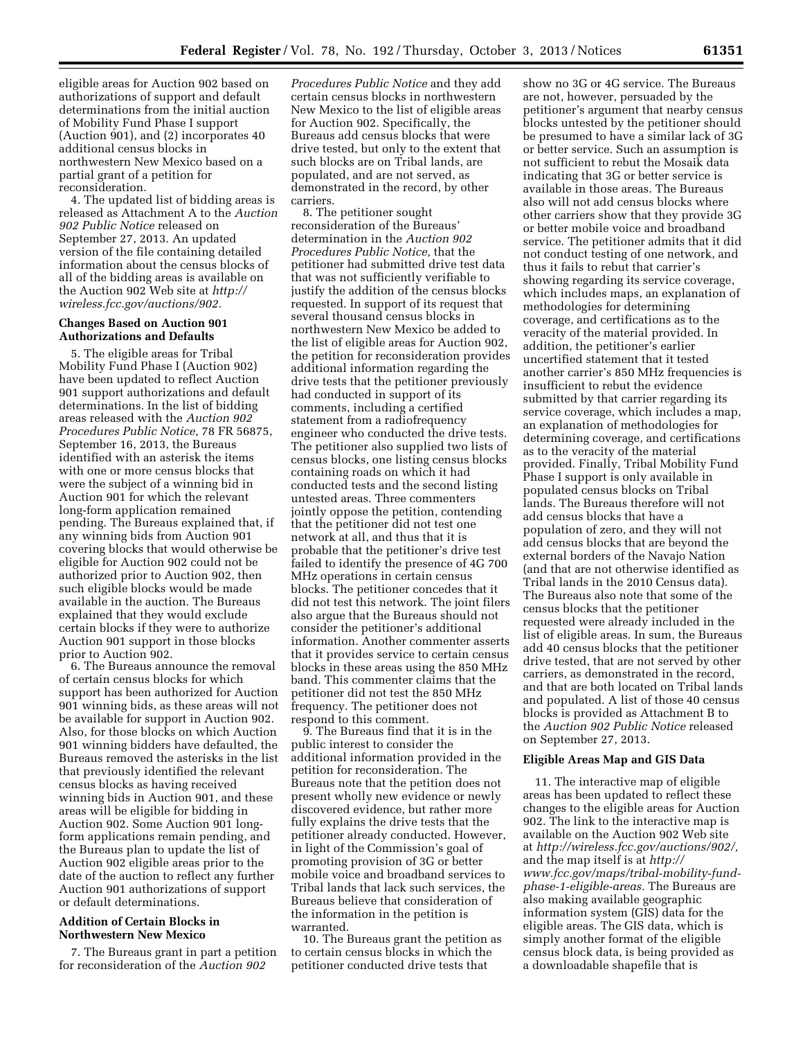eligible areas for Auction 902 based on authorizations of support and default determinations from the initial auction of Mobility Fund Phase I support (Auction 901), and (2) incorporates 40 additional census blocks in northwestern New Mexico based on a partial grant of a petition for reconsideration.

4. The updated list of bidding areas is released as Attachment A to the *Auction 902 Public Notice* released on September 27, 2013. An updated version of the file containing detailed information about the census blocks of all of the bidding areas is available on the Auction 902 Web site at *http://wireless.fcc.gov/auctions/902.*

## Changes Based on Auction 901 Authorizations and Defaults

5. The eligible areas for Tribal Mobility Fund Phase I (Auction 902) have been updated to reflect Auction 901 support authorizations and default determinations. In the list of bidding areas released with the *Auction 902 Procedures Public Notice,* 78 FR 56875, September 16, 2013, the Bureaus identified with an asterisk the items with one or more census blocks that were the subject of a winning bid in Auction 901 for which the relevant long-form application remained pending. The Bureaus explained that, if any winning bids from Auction 901 covering blocks that would otherwise be eligible for Auction 902 could not be authorized prior to Auction 902, then such eligible blocks would be made available in the auction. The Bureaus explained that they would exclude certain blocks if they were to authorize Auction 901 support in those blocks prior to Auction 902.

6. The Bureaus announce the removal of certain census blocks for which support has been authorized for Auction 901 winning bids, as these areas will not be available for support in Auction 902. Also, for those blocks on which Auction 901 winning bidders have defaulted, the Bureaus removed the asterisks in the list that previously identified the relevant census blocks as having received winning bids in Auction 901, and these areas will be eligible for bidding in Auction 902. Some Auction 901 long-form applications remain pending, and the Bureaus plan to update the list of Auction 902 eligible areas prior to the date of the auction to reflect any further Auction 901 authorizations of support or default determinations.

## Addition of Certain Blocks in Northwestern New Mexico

7. The Bureaus grant in part a petition for reconsideration of the *Auction 902 Procedures Public Notice* and they add certain census blocks in northwestern New Mexico to the list of eligible areas for Auction 902. Specifically, the Bureaus add census blocks that were drive tested, but only to the extent that such blocks are on Tribal lands, are populated, and are not served, as demonstrated in the record, by other carriers.

8. The petitioner sought reconsideration of the Bureaus' determination in the *Auction 902 Procedures Public Notice,* that the petitioner had submitted drive test data that was not sufficiently verifiable to justify the addition of the census blocks requested. In support of its request that several thousand census blocks in northwestern New Mexico be added to the list of eligible areas for Auction 902, the petition for reconsideration provides additional information regarding the drive tests that the petitioner previously had conducted in support of its comments, including a certified statement from a radiofrequency engineer who conducted the drive tests. The petitioner also supplied two lists of census blocks, one listing census blocks containing roads on which it had conducted tests and the second listing untested areas. Three commenters jointly oppose the petition, contending that the petitioner did not test one network at all, and thus that it is probable that the petitioner's drive test failed to identify the presence of 4G 700 MHz operations in certain census blocks. The petitioner concedes that it did not test this network. The joint filers also argue that the Bureaus should not consider the petitioner's additional information. Another commenter asserts that it provides service to certain census blocks in these areas using the 850 MHz band. This commenter claims that the petitioner did not test the 850 MHz frequency. The petitioner does not respond to this comment.

9. The Bureaus find that it is in the public interest to consider the additional information provided in the petition for reconsideration. The Bureaus note that the petition does not present wholly new evidence or newly discovered evidence, but rather more fully explains the drive tests that the petitioner already conducted. However, in light of the Commission's goal of promoting provision of 3G or better mobile voice and broadband services to Tribal lands that lack such services, the Bureaus believe that consideration of the information in the petition is warranted.

10. The Bureaus grant the petition as to certain census blocks in which the petitioner conducted drive tests that show no 3G or 4G service. The Bureaus are not, however, persuaded by the petitioner's argument that nearby census blocks untested by the petitioner should be presumed to have a similar lack of 3G or better service. Such an assumption is not sufficient to rebut the Mosaik data indicating that 3G or better service is available in those areas. The Bureaus also will not add census blocks where other carriers show that they provide 3G or better mobile voice and broadband service. The petitioner admits that it did not conduct testing of one network, and thus it fails to rebut that carrier's showing regarding its service coverage, which includes maps, an explanation of methodologies for determining coverage, and certifications as to the veracity of the material provided. In addition, the petitioner's earlier uncertified statement that it tested another carrier's 850 MHz frequencies is insufficient to rebut the evidence submitted by that carrier regarding its service coverage, which includes a map, an explanation of methodologies for determining coverage, and certifications as to the veracity of the material provided. Finally, Tribal Mobility Fund Phase I support is only available in populated census blocks on Tribal lands. The Bureaus therefore will not add census blocks that have a population of zero, and they will not add census blocks that are beyond the external borders of the Navajo Nation (and that are not otherwise identified as Tribal lands in the 2010 Census data). The Bureaus also note that some of the census blocks that the petitioner requested were already included in the list of eligible areas. In sum, the Bureaus add 40 census blocks that the petitioner drive tested, that are not served by other carriers, as demonstrated in the record, and that are both located on Tribal lands and populated. A list of those 40 census blocks is provided as Attachment B to the *Auction 902 Public Notice* released on September 27, 2013.

## Eligible Areas Map and GIS Data

11. The interactive map of eligible areas has been updated to reflect these changes to the eligible areas for Auction 902. The link to the interactive map is available on the Auction 902 Web site at *http://wireless.fcc.gov/auctions/902/,* and the map itself is at *http://www.fcc.gov/maps/tribal-mobility-fund-phase-1-eligible-areas.* The Bureaus are also making available geographic information system (GIS) data for the eligible areas. The GIS data, which is simply another format of the eligible census block data, is being provided as a downloadable shapefile that is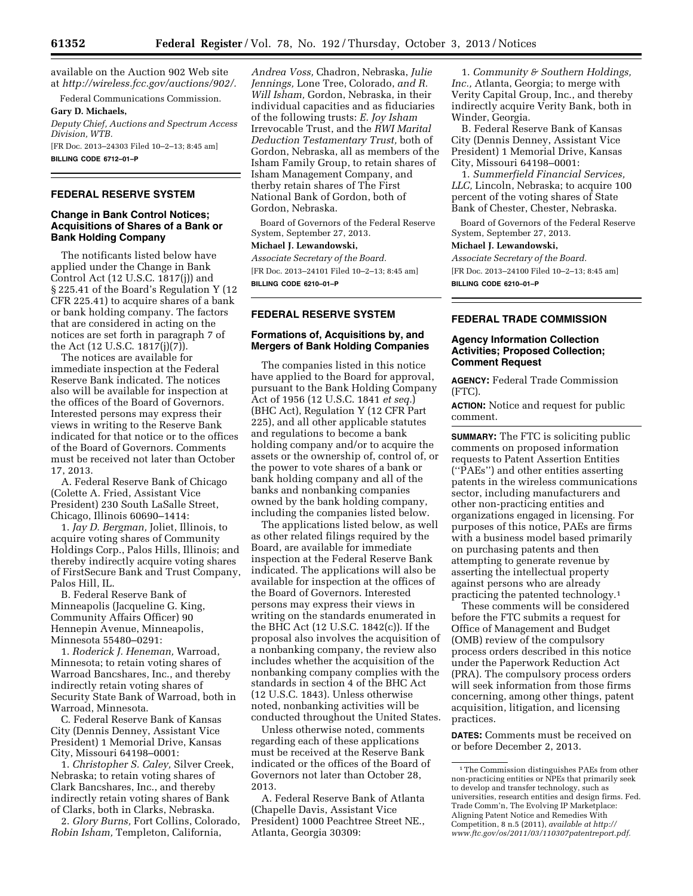available on the Auction 902 Web site at *http://wireless.fcc.gov/auctions/902/.*

Federal Communications Commission.

**Gary D. Michaels,**

*Deputy Chief, Auctions and Spectrum Access Division, WTB.*

[FR Doc. 2013–24303 Filed 10–2–13; 8:45 am]

**BILLING CODE 6712–01–P**

## FEDERAL RESERVE SYSTEM

### Change in Bank Control Notices; Acquisitions of Shares of a Bank or Bank Holding Company

The notificants listed below have applied under the Change in Bank Control Act (12 U.S.C. 1817(j)) and § 225.41 of the Board's Regulation Y (12 CFR 225.41) to acquire shares of a bank or bank holding company. The factors that are considered in acting on the notices are set forth in paragraph 7 of the Act (12 U.S.C. 1817(j)(7)).

The notices are available for immediate inspection at the Federal Reserve Bank indicated. The notices also will be available for inspection at the offices of the Board of Governors. Interested persons may express their views in writing to the Reserve Bank indicated for that notice or to the offices of the Board of Governors. Comments must be received not later than October 17, 2013.

A. Federal Reserve Bank of Chicago (Colette A. Fried, Assistant Vice President) 230 South LaSalle Street, Chicago, Illinois 60690–1414:

1. *Jay D. Bergman,* Joliet, Illinois, to acquire voting shares of Community Holdings Corp., Palos Hills, Illinois; and thereby indirectly acquire voting shares of FirstSecure Bank and Trust Company, Palos Hill, IL.

B. Federal Reserve Bank of Minneapolis (Jacqueline G. King, Community Affairs Officer) 90 Hennepin Avenue, Minneapolis, Minnesota 55480–0291:

1. *Roderick J. Heneman,* Warroad, Minnesota; to retain voting shares of Warroad Bancshares, Inc., and thereby indirectly retain voting shares of Security State Bank of Warroad, both in Warroad, Minnesota.

C. Federal Reserve Bank of Kansas City (Dennis Denney, Assistant Vice President) 1 Memorial Drive, Kansas City, Missouri 64198–0001:

1. *Christopher S. Caley,* Silver Creek, Nebraska; to retain voting shares of Clark Bancshares, Inc., and thereby indirectly retain voting shares of Bank of Clarks, both in Clarks, Nebraska.

2. *Glory Burns,* Fort Collins, Colorado, *Robin Isham,* Templeton, California, *Andrea Voss,* Chadron, Nebraska, *Julie Jennings,* Lone Tree, Colorado, *and R. Will Isham,* Gordon, Nebraska, in their individual capacities and as fiduciaries of the following trusts: *E. Joy Isham* Irrevocable Trust, and the *RWI Marital Deduction Testamentary Trust,* both of Gordon, Nebraska, all as members of the Isham Family Group, to retain shares of Isham Management Company, and therby retain shares of The First National Bank of Gordon, both of Gordon, Nebraska.

Board of Governors of the Federal Reserve System, September 27, 2013.

**Michael J. Lewandowski,**

*Associate Secretary of the Board.*

[FR Doc. 2013–24101 Filed 10–2–13; 8:45 am]

**BILLING CODE 6210–01–P**

## FEDERAL RESERVE SYSTEM

### Formations of, Acquisitions by, and Mergers of Bank Holding Companies

The companies listed in this notice have applied to the Board for approval, pursuant to the Bank Holding Company Act of 1956 (12 U.S.C. 1841 *et seq.*) (BHC Act), Regulation Y (12 CFR Part 225), and all other applicable statutes and regulations to become a bank holding company and/or to acquire the assets or the ownership of, control of, or the power to vote shares of a bank or bank holding company and all of the banks and nonbanking companies owned by the bank holding company, including the companies listed below.

The applications listed below, as well as other related filings required by the Board, are available for immediate inspection at the Federal Reserve Bank indicated. The applications will also be available for inspection at the offices of the Board of Governors. Interested persons may express their views in writing on the standards enumerated in the BHC Act (12 U.S.C. 1842(c)). If the proposal also involves the acquisition of a nonbanking company, the review also includes whether the acquisition of the nonbanking company complies with the standards in section 4 of the BHC Act (12 U.S.C. 1843). Unless otherwise noted, nonbanking activities will be conducted throughout the United States.

Unless otherwise noted, comments regarding each of these applications must be received at the Reserve Bank indicated or the offices of the Board of Governors not later than October 28, 2013.

A. Federal Reserve Bank of Atlanta (Chapelle Davis, Assistant Vice President) 1000 Peachtree Street NE., Atlanta, Georgia 30309:

1. *Community & Southern Holdings, Inc.,* Atlanta, Georgia; to merge with Verity Capital Group, Inc., and thereby indirectly acquire Verity Bank, both in Winder, Georgia.

B. Federal Reserve Bank of Kansas City (Dennis Denney, Assistant Vice President) 1 Memorial Drive, Kansas City, Missouri 64198–0001:

1. *Summerfield Financial Services, LLC,* Lincoln, Nebraska; to acquire 100 percent of the voting shares of State Bank of Chester, Chester, Nebraska.

Board of Governors of the Federal Reserve System, September 27, 2013.

**Michael J. Lewandowski,**

*Associate Secretary of the Board.*

[FR Doc. 2013–24100 Filed 10–2–13; 8:45 am]

**BILLING CODE 6210–01–P**

## FEDERAL TRADE COMMISSION

### Agency Information Collection Activities; Proposed Collection; Comment Request

**AGENCY:** Federal Trade Commission (FTC).

**ACTION:** Notice and request for public comment.

**SUMMARY:** The FTC is soliciting public comments on proposed information requests to Patent Assertion Entities (''PAEs'') and other entities asserting patents in the wireless communications sector, including manufacturers and other non-practicing entities and organizations engaged in licensing. For purposes of this notice, PAEs are firms with a business model based primarily on purchasing patents and then attempting to generate revenue by asserting the intellectual property against persons who are already practicing the patented technology.[1]

These comments will be considered before the FTC submits a request for Office of Management and Budget (OMB) review of the compulsory process orders described in this notice under the Paperwork Reduction Act (PRA). The compulsory process orders will seek information from those firms concerning, among other things, patent acquisition, litigation, and licensing practices.

**DATES:** Comments must be received on or before December 2, 2013.

[1] The Commission distinguishes PAEs from other non-practicing entities or NPEs that primarily seek to develop and transfer technology, such as universities, research entities and design firms. Fed. Trade Comm'n, The Evolving IP Marketplace: Aligning Patent Notice and Remedies With Competition, 8 n.5 (2011), *available at http://www.ftc.gov/os/2011/03/110307patentreport.pdf.*